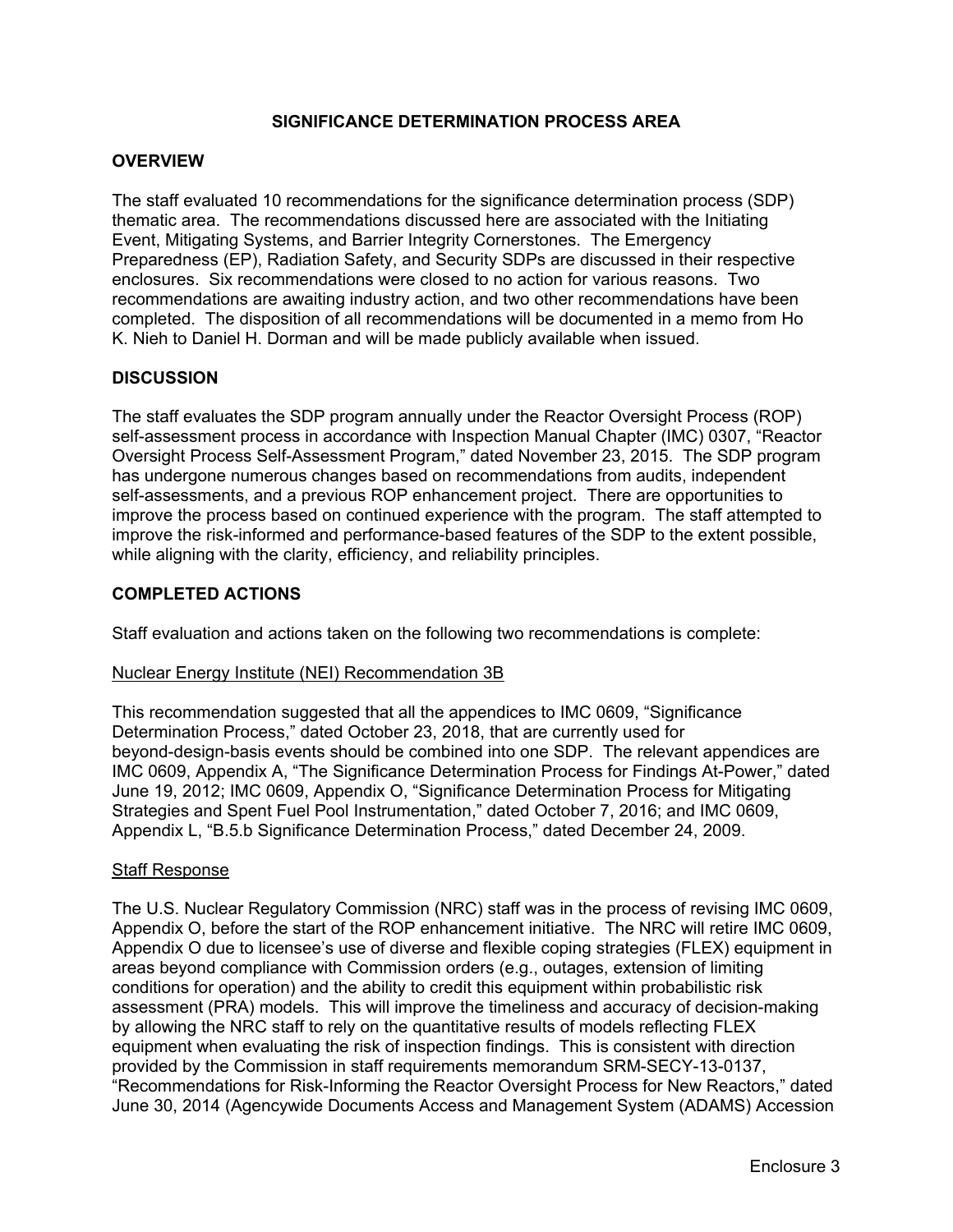## SIGNIFICANCE DETERMINATION PROCESS AREA

### OVERVIEW

The staff evaluated 10 recommendations for the significance determination process (SDP) thematic area. The recommendations discussed here are associated with the Initiating Event, Mitigating Systems, and Barrier Integrity Cornerstones. The Emergency Preparedness (EP), Radiation Safety, and Security SDPs are discussed in their respective enclosures. Six recommendations were closed to no action for various reasons. Two recommendations are awaiting industry action, and two other recommendations have been completed. The disposition of all recommendations will be documented in a memo from Ho K. Nieh to Daniel H. Dorman and will be made publicly available when issued.

### DISCUSSION

The staff evaluates the SDP program annually under the Reactor Oversight Process (ROP) self-assessment process in accordance with Inspection Manual Chapter (IMC) 0307, "Reactor Oversight Process Self-Assessment Program," dated November 23, 2015. The SDP program has undergone numerous changes based on recommendations from audits, independent self-assessments, and a previous ROP enhancement project. There are opportunities to improve the process based on continued experience with the program. The staff attempted to improve the risk-informed and performance-based features of the SDP to the extent possible, while aligning with the clarity, efficiency, and reliability principles.

### COMPLETED ACTIONS

Staff evaluation and actions taken on the following two recommendations is complete:

Nuclear Energy Institute (NEI) Recommendation 3B

This recommendation suggested that all the appendices to IMC 0609, "Significance Determination Process," dated October 23, 2018, that are currently used for beyond-design-basis events should be combined into one SDP. The relevant appendices are IMC 0609, Appendix A, "The Significance Determination Process for Findings At-Power," dated June 19, 2012; IMC 0609, Appendix O, "Significance Determination Process for Mitigating Strategies and Spent Fuel Pool Instrumentation," dated October 7, 2016; and IMC 0609, Appendix L, "B.5.b Significance Determination Process," dated December 24, 2009.

Staff Response

The U.S. Nuclear Regulatory Commission (NRC) staff was in the process of revising IMC 0609, Appendix O, before the start of the ROP enhancement initiative. The NRC will retire IMC 0609, Appendix O due to licensee's use of diverse and flexible coping strategies (FLEX) equipment in areas beyond compliance with Commission orders (e.g., outages, extension of limiting conditions for operation) and the ability to credit this equipment within probabilistic risk assessment (PRA) models. This will improve the timeliness and accuracy of decision-making by allowing the NRC staff to rely on the quantitative results of models reflecting FLEX equipment when evaluating the risk of inspection findings. This is consistent with direction provided by the Commission in staff requirements memorandum SRM-SECY-13-0137, "Recommendations for Risk-Informing the Reactor Oversight Process for New Reactors," dated June 30, 2014 (Agencywide Documents Access and Management System (ADAMS) Accession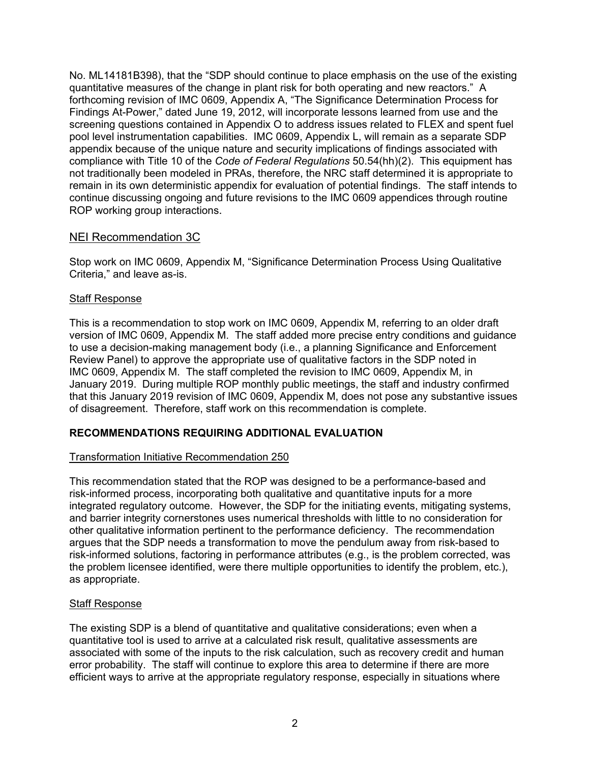No. ML14181B398), that the "SDP should continue to place emphasis on the use of the existing quantitative measures of the change in plant risk for both operating and new reactors." A forthcoming revision of IMC 0609, Appendix A, "The Significance Determination Process for Findings At-Power," dated June 19, 2012, will incorporate lessons learned from use and the screening questions contained in Appendix O to address issues related to FLEX and spent fuel pool level instrumentation capabilities. IMC 0609, Appendix L, will remain as a separate SDP appendix because of the unique nature and security implications of findings associated with compliance with Title 10 of the *Code of Federal Regulations* 50.54(hh)(2). This equipment has not traditionally been modeled in PRAs, therefore, the NRC staff determined it is appropriate to remain in its own deterministic appendix for evaluation of potential findings. The staff intends to continue discussing ongoing and future revisions to the IMC 0609 appendices through routine ROP working group interactions.

## NEI Recommendation 3C

Stop work on IMC 0609, Appendix M, "Significance Determination Process Using Qualitative Criteria," and leave as-is.

### Staff Response

This is a recommendation to stop work on IMC 0609, Appendix M, referring to an older draft version of IMC 0609, Appendix M. The staff added more precise entry conditions and guidance to use a decision-making management body (i.e., a planning Significance and Enforcement Review Panel) to approve the appropriate use of qualitative factors in the SDP noted in IMC 0609, Appendix M. The staff completed the revision to IMC 0609, Appendix M, in January 2019. During multiple ROP monthly public meetings, the staff and industry confirmed that this January 2019 revision of IMC 0609, Appendix M, does not pose any substantive issues of disagreement. Therefore, staff work on this recommendation is complete.

## RECOMMENDATIONS REQUIRING ADDITIONAL EVALUATION

### Transformation Initiative Recommendation 250

This recommendation stated that the ROP was designed to be a performance-based and risk-informed process, incorporating both qualitative and quantitative inputs for a more integrated regulatory outcome. However, the SDP for the initiating events, mitigating systems, and barrier integrity cornerstones uses numerical thresholds with little to no consideration for other qualitative information pertinent to the performance deficiency. The recommendation argues that the SDP needs a transformation to move the pendulum away from risk-based to risk-informed solutions, factoring in performance attributes (e.g., is the problem corrected, was the problem licensee identified, were there multiple opportunities to identify the problem, etc.), as appropriate.

### Staff Response

The existing SDP is a blend of quantitative and qualitative considerations; even when a quantitative tool is used to arrive at a calculated risk result, qualitative assessments are associated with some of the inputs to the risk calculation, such as recovery credit and human error probability. The staff will continue to explore this area to determine if there are more efficient ways to arrive at the appropriate regulatory response, especially in situations where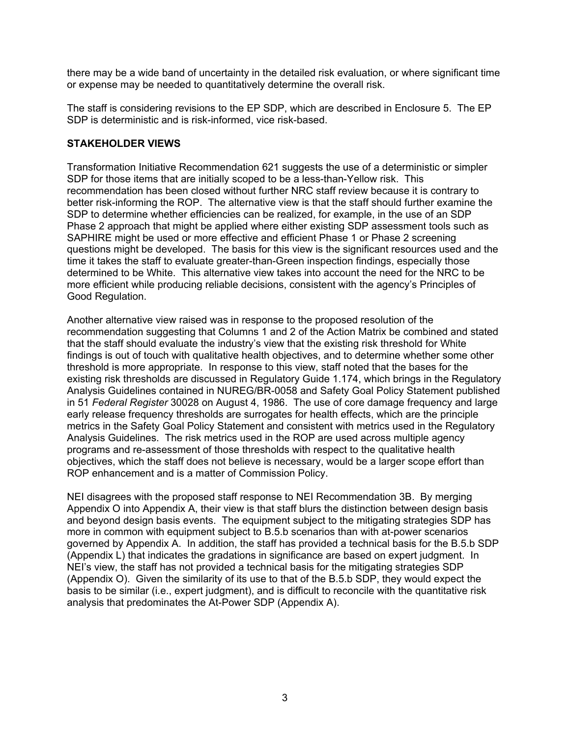there may be a wide band of uncertainty in the detailed risk evaluation, or where significant time or expense may be needed to quantitatively determine the overall risk.

The staff is considering revisions to the EP SDP, which are described in Enclosure 5. The EP SDP is deterministic and is risk-informed, vice risk-based.

**STAKEHOLDER VIEWS**

Transformation Initiative Recommendation 621 suggests the use of a deterministic or simpler SDP for those items that are initially scoped to be a less-than-Yellow risk. This recommendation has been closed without further NRC staff review because it is contrary to better risk-informing the ROP. The alternative view is that the staff should further examine the SDP to determine whether efficiencies can be realized, for example, in the use of an SDP Phase 2 approach that might be applied where either existing SDP assessment tools such as SAPHIRE might be used or more effective and efficient Phase 1 or Phase 2 screening questions might be developed. The basis for this view is the significant resources used and the time it takes the staff to evaluate greater-than-Green inspection findings, especially those determined to be White. This alternative view takes into account the need for the NRC to be more efficient while producing reliable decisions, consistent with the agency's Principles of Good Regulation.

Another alternative view raised was in response to the proposed resolution of the recommendation suggesting that Columns 1 and 2 of the Action Matrix be combined and stated that the staff should evaluate the industry's view that the existing risk threshold for White findings is out of touch with qualitative health objectives, and to determine whether some other threshold is more appropriate. In response to this view, staff noted that the bases for the existing risk thresholds are discussed in Regulatory Guide 1.174, which brings in the Regulatory Analysis Guidelines contained in NUREG/BR-0058 and Safety Goal Policy Statement published in 51 *Federal Register* 30028 on August 4, 1986. The use of core damage frequency and large early release frequency thresholds are surrogates for health effects, which are the principle metrics in the Safety Goal Policy Statement and consistent with metrics used in the Regulatory Analysis Guidelines. The risk metrics used in the ROP are used across multiple agency programs and re-assessment of those thresholds with respect to the qualitative health objectives, which the staff does not believe is necessary, would be a larger scope effort than ROP enhancement and is a matter of Commission Policy.

NEI disagrees with the proposed staff response to NEI Recommendation 3B. By merging Appendix O into Appendix A, their view is that staff blurs the distinction between design basis and beyond design basis events. The equipment subject to the mitigating strategies SDP has more in common with equipment subject to B.5.b scenarios than with at-power scenarios governed by Appendix A. In addition, the staff has provided a technical basis for the B.5.b SDP (Appendix L) that indicates the gradations in significance are based on expert judgment. In NEI's view, the staff has not provided a technical basis for the mitigating strategies SDP (Appendix O). Given the similarity of its use to that of the B.5.b SDP, they would expect the basis to be similar (i.e., expert judgment), and is difficult to reconcile with the quantitative risk analysis that predominates the At-Power SDP (Appendix A).